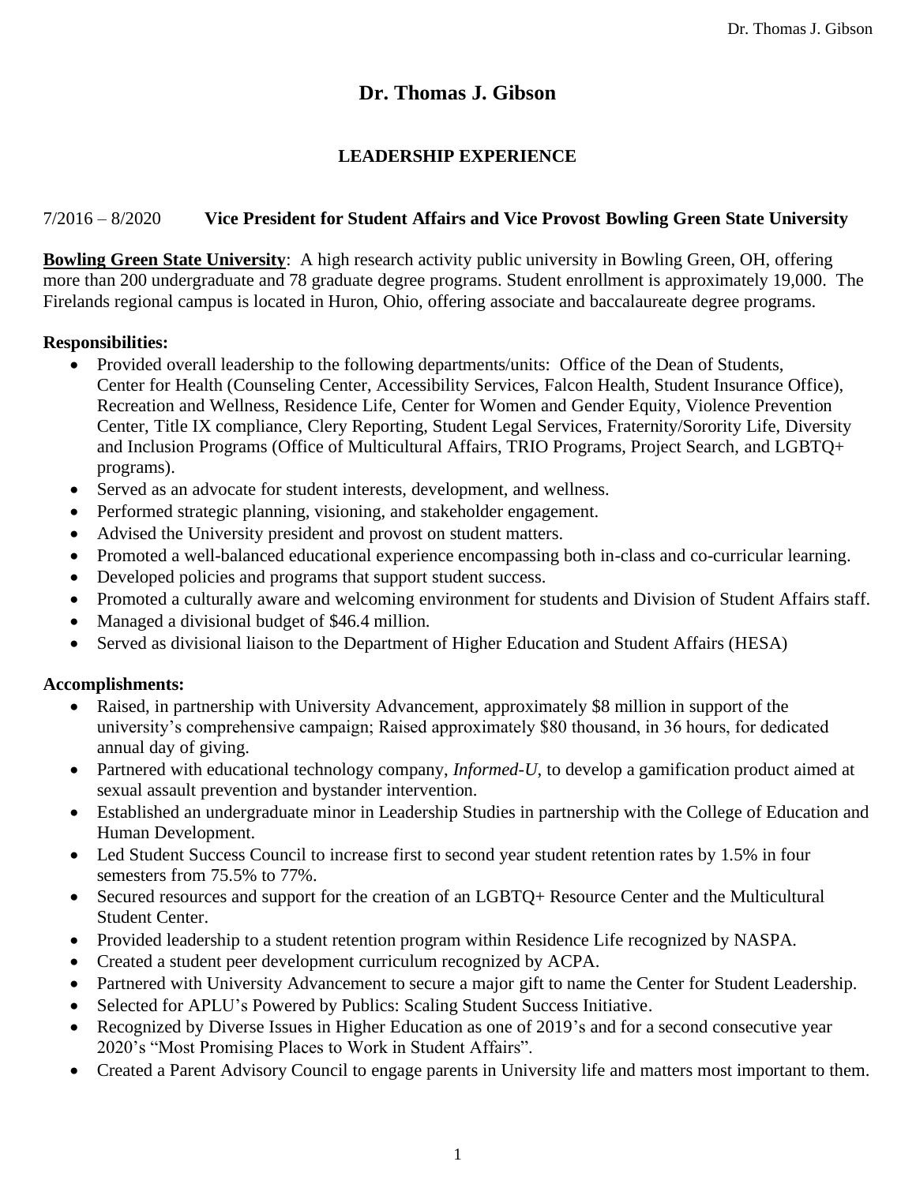# Dr. Thomas J. Gibson

## LEADERSHIP EXPERIENCE

7/2016 – 8/2020 **Vice President for Student Affairs and Vice Provost Bowling Green State University**

**Bowling Green State University**: A high research activity public university in Bowling Green, OH, offering more than 200 undergraduate and 78 graduate degree programs. Student enrollment is approximately 19,000. The Firelands regional campus is located in Huron, Ohio, offering associate and baccalaureate degree programs.

**Responsibilities:**

- Provided overall leadership to the following departments/units: Office of the Dean of Students, Center for Health (Counseling Center, Accessibility Services, Falcon Health, Student Insurance Office), Recreation and Wellness, Residence Life, Center for Women and Gender Equity, Violence Prevention Center, Title IX compliance, Clery Reporting, Student Legal Services, Fraternity/Sorority Life, Diversity and Inclusion Programs (Office of Multicultural Affairs, TRIO Programs, Project Search, and LGBTQ+ programs).
- Served as an advocate for student interests, development, and wellness.
- Performed strategic planning, visioning, and stakeholder engagement.
- Advised the University president and provost on student matters.
- Promoted a well-balanced educational experience encompassing both in-class and co-curricular learning.
- Developed policies and programs that support student success.
- Promoted a culturally aware and welcoming environment for students and Division of Student Affairs staff.
- Managed a divisional budget of $46.4 million.
- Served as divisional liaison to the Department of Higher Education and Student Affairs (HESA)

**Accomplishments:**

- Raised, in partnership with University Advancement, approximately $8 million in support of the university's comprehensive campaign; Raised approximately $80 thousand, in 36 hours, for dedicated annual day of giving.
- Partnered with educational technology company, *Informed-U*, to develop a gamification product aimed at sexual assault prevention and bystander intervention.
- Established an undergraduate minor in Leadership Studies in partnership with the College of Education and Human Development.
- Led Student Success Council to increase first to second year student retention rates by 1.5% in four semesters from 75.5% to 77%.
- Secured resources and support for the creation of an LGBTQ+ Resource Center and the Multicultural Student Center.
- Provided leadership to a student retention program within Residence Life recognized by NASPA.
- Created a student peer development curriculum recognized by ACPA.
- Partnered with University Advancement to secure a major gift to name the Center for Student Leadership.
- Selected for APLU's Powered by Publics: Scaling Student Success Initiative.
- Recognized by Diverse Issues in Higher Education as one of 2019's and for a second consecutive year 2020's "Most Promising Places to Work in Student Affairs".
- Created a Parent Advisory Council to engage parents in University life and matters most important to them.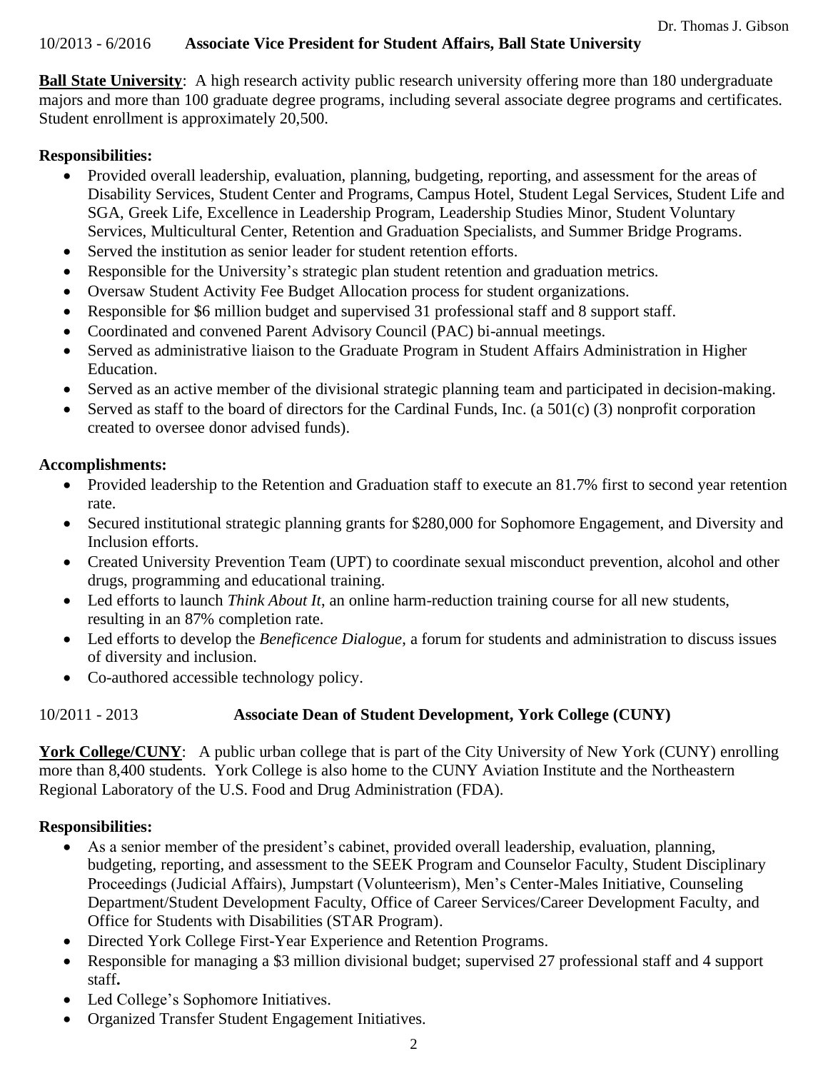10/2013 - 6/2016 **Associate Vice President for Student Affairs, Ball State University**

**Ball State University**: A high research activity public research university offering more than 180 undergraduate majors and more than 100 graduate degree programs, including several associate degree programs and certificates. Student enrollment is approximately 20,500.

**Responsibilities:**

- Provided overall leadership, evaluation, planning, budgeting, reporting, and assessment for the areas of Disability Services, Student Center and Programs, Campus Hotel, Student Legal Services, Student Life and SGA, Greek Life, Excellence in Leadership Program, Leadership Studies Minor, Student Voluntary Services, Multicultural Center, Retention and Graduation Specialists, and Summer Bridge Programs.
- Served the institution as senior leader for student retention efforts.
- Responsible for the University's strategic plan student retention and graduation metrics.
- Oversaw Student Activity Fee Budget Allocation process for student organizations.
- Responsible for $6 million budget and supervised 31 professional staff and 8 support staff.
- Coordinated and convened Parent Advisory Council (PAC) bi-annual meetings.
- Served as administrative liaison to the Graduate Program in Student Affairs Administration in Higher Education.
- Served as an active member of the divisional strategic planning team and participated in decision-making.
- Served as staff to the board of directors for the Cardinal Funds, Inc. (a 501(c) (3) nonprofit corporation created to oversee donor advised funds).

**Accomplishments:**

- Provided leadership to the Retention and Graduation staff to execute an 81.7% first to second year retention rate.
- Secured institutional strategic planning grants for $280,000 for Sophomore Engagement, and Diversity and Inclusion efforts.
- Created University Prevention Team (UPT) to coordinate sexual misconduct prevention, alcohol and other drugs, programming and educational training.
- Led efforts to launch *Think About It*, an online harm-reduction training course for all new students, resulting in an 87% completion rate.
- Led efforts to develop the *Beneficence Dialogue*, a forum for students and administration to discuss issues of diversity and inclusion.
- Co-authored accessible technology policy.

10/2011 - 2013 **Associate Dean of Student Development, York College (CUNY)**

**York College/CUNY**: A public urban college that is part of the City University of New York (CUNY) enrolling more than 8,400 students. York College is also home to the CUNY Aviation Institute and the Northeastern Regional Laboratory of the U.S. Food and Drug Administration (FDA).

**Responsibilities:**

- As a senior member of the president's cabinet, provided overall leadership, evaluation, planning, budgeting, reporting, and assessment to the SEEK Program and Counselor Faculty, Student Disciplinary Proceedings (Judicial Affairs), Jumpstart (Volunteerism), Men's Center-Males Initiative, Counseling Department/Student Development Faculty, Office of Career Services/Career Development Faculty, and Office for Students with Disabilities (STAR Program).
- Directed York College First-Year Experience and Retention Programs.
- Responsible for managing a $3 million divisional budget; supervised 27 professional staff and 4 support staff.
- Led College's Sophomore Initiatives.
- Organized Transfer Student Engagement Initiatives.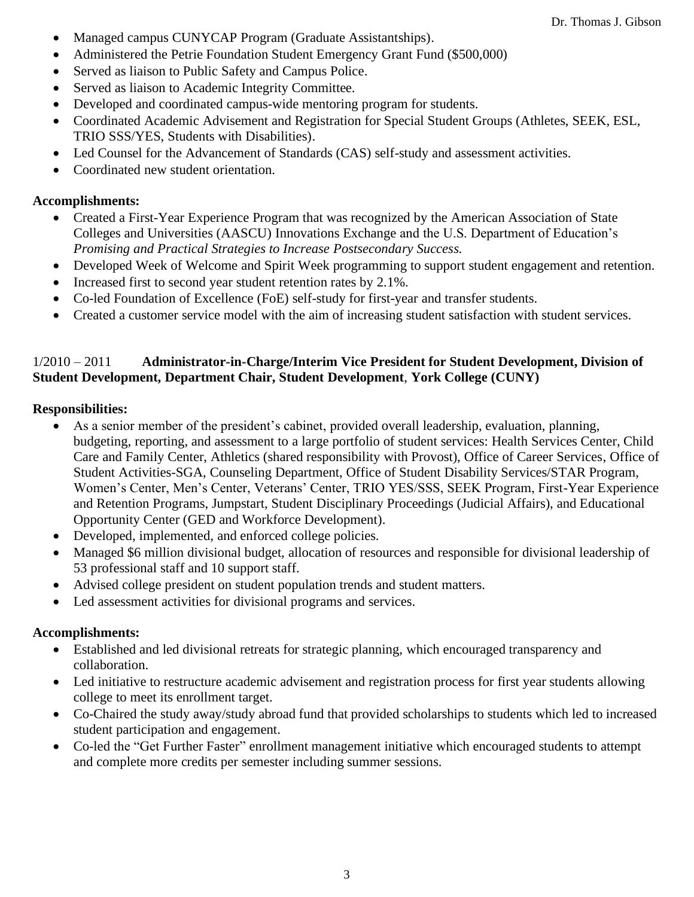- Managed campus CUNYCAP Program (Graduate Assistantships).
- Administered the Petrie Foundation Student Emergency Grant Fund ($500,000)
- Served as liaison to Public Safety and Campus Police.
- Served as liaison to Academic Integrity Committee.
- Developed and coordinated campus-wide mentoring program for students.
- Coordinated Academic Advisement and Registration for Special Student Groups (Athletes, SEEK, ESL, TRIO SSS/YES, Students with Disabilities).
- Led Counsel for the Advancement of Standards (CAS) self-study and assessment activities.
- Coordinated new student orientation.

**Accomplishments:**

- Created a First-Year Experience Program that was recognized by the American Association of State Colleges and Universities (AASCU) Innovations Exchange and the U.S. Department of Education's *Promising and Practical Strategies to Increase Postsecondary Success.*
- Developed Week of Welcome and Spirit Week programming to support student engagement and retention.
- Increased first to second year student retention rates by 2.1%.
- Co-led Foundation of Excellence (FoE) self-study for first-year and transfer students.
- Created a customer service model with the aim of increasing student satisfaction with student services.

1/2010 – 2011 **Administrator-in-Charge/Interim Vice President for Student Development, Division of Student Development, Department Chair, Student Development**, **York College (CUNY)**

**Responsibilities:**

- As a senior member of the president's cabinet, provided overall leadership, evaluation, planning, budgeting, reporting, and assessment to a large portfolio of student services: Health Services Center, Child Care and Family Center, Athletics (shared responsibility with Provost), Office of Career Services, Office of Student Activities-SGA, Counseling Department, Office of Student Disability Services/STAR Program, Women's Center, Men's Center, Veterans' Center, TRIO YES/SSS, SEEK Program, First-Year Experience and Retention Programs, Jumpstart, Student Disciplinary Proceedings (Judicial Affairs), and Educational Opportunity Center (GED and Workforce Development).
- Developed, implemented, and enforced college policies.
- Managed $6 million divisional budget, allocation of resources and responsible for divisional leadership of 53 professional staff and 10 support staff.
- Advised college president on student population trends and student matters.
- Led assessment activities for divisional programs and services.

**Accomplishments:**

- Established and led divisional retreats for strategic planning, which encouraged transparency and collaboration.
- Led initiative to restructure academic advisement and registration process for first year students allowing college to meet its enrollment target.
- Co-Chaired the study away/study abroad fund that provided scholarships to students which led to increased student participation and engagement.
- Co-led the "Get Further Faster" enrollment management initiative which encouraged students to attempt and complete more credits per semester including summer sessions.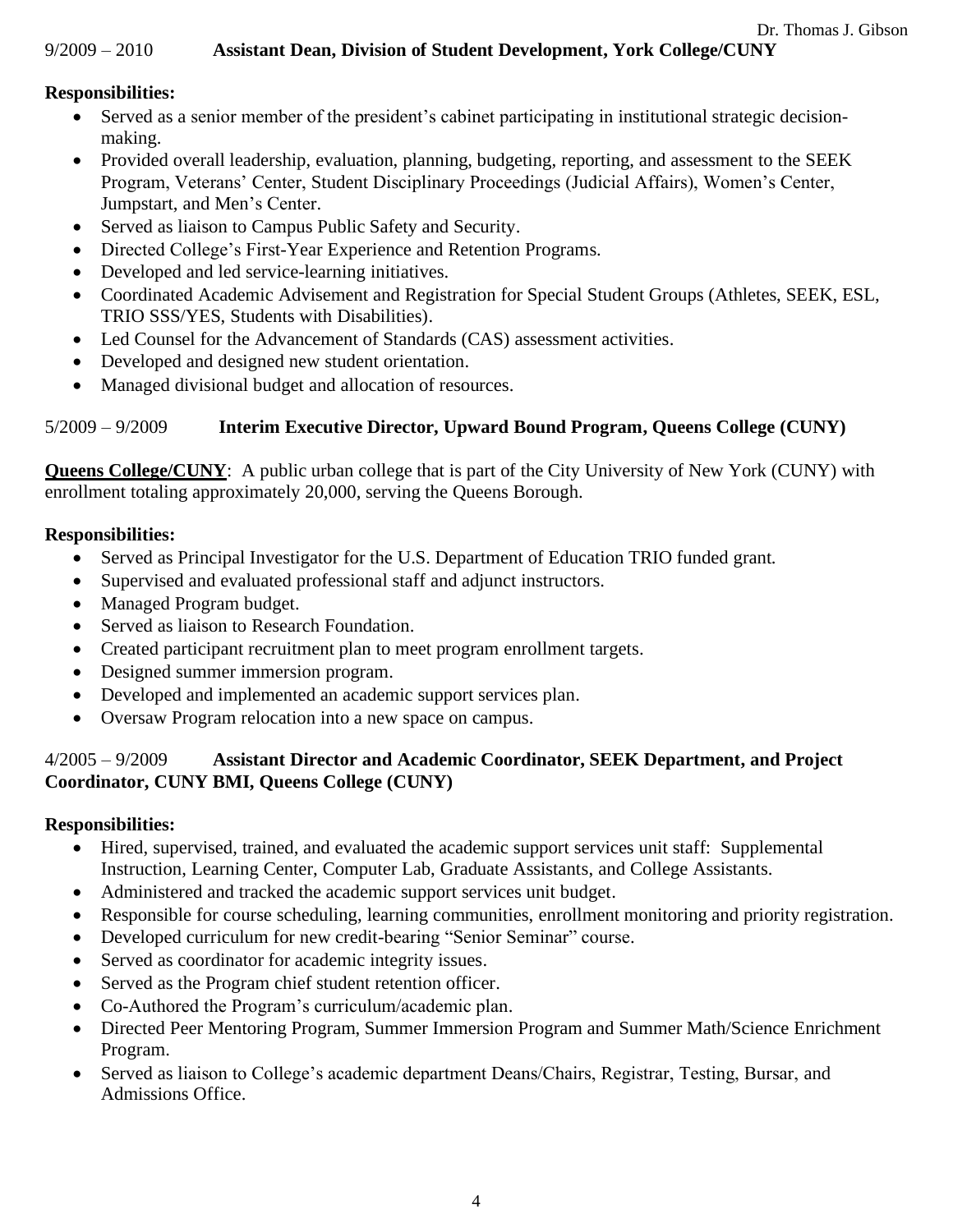9/2009 – 2010 **Assistant Dean, Division of Student Development, York College/CUNY**

**Responsibilities:**

- Served as a senior member of the president's cabinet participating in institutional strategic decision-making.
- Provided overall leadership, evaluation, planning, budgeting, reporting, and assessment to the SEEK Program, Veterans' Center, Student Disciplinary Proceedings (Judicial Affairs), Women's Center, Jumpstart, and Men's Center.
- Served as liaison to Campus Public Safety and Security.
- Directed College's First-Year Experience and Retention Programs.
- Developed and led service-learning initiatives.
- Coordinated Academic Advisement and Registration for Special Student Groups (Athletes, SEEK, ESL, TRIO SSS/YES, Students with Disabilities).
- Led Counsel for the Advancement of Standards (CAS) assessment activities.
- Developed and designed new student orientation.
- Managed divisional budget and allocation of resources.

5/2009 – 9/2009 **Interim Executive Director, Upward Bound Program, Queens College (CUNY)**

**Queens College/CUNY**: A public urban college that is part of the City University of New York (CUNY) with enrollment totaling approximately 20,000, serving the Queens Borough.

**Responsibilities:**

- Served as Principal Investigator for the U.S. Department of Education TRIO funded grant.
- Supervised and evaluated professional staff and adjunct instructors.
- Managed Program budget.
- Served as liaison to Research Foundation.
- Created participant recruitment plan to meet program enrollment targets.
- Designed summer immersion program.
- Developed and implemented an academic support services plan.
- Oversaw Program relocation into a new space on campus.

4/2005 – 9/2009 **Assistant Director and Academic Coordinator, SEEK Department, and Project Coordinator, CUNY BMI, Queens College (CUNY)**

**Responsibilities:**

- Hired, supervised, trained, and evaluated the academic support services unit staff: Supplemental Instruction, Learning Center, Computer Lab, Graduate Assistants, and College Assistants.
- Administered and tracked the academic support services unit budget.
- Responsible for course scheduling, learning communities, enrollment monitoring and priority registration.
- Developed curriculum for new credit-bearing "Senior Seminar" course.
- Served as coordinator for academic integrity issues.
- Served as the Program chief student retention officer.
- Co-Authored the Program's curriculum/academic plan.
- Directed Peer Mentoring Program, Summer Immersion Program and Summer Math/Science Enrichment Program.
- Served as liaison to College's academic department Deans/Chairs, Registrar, Testing, Bursar, and Admissions Office.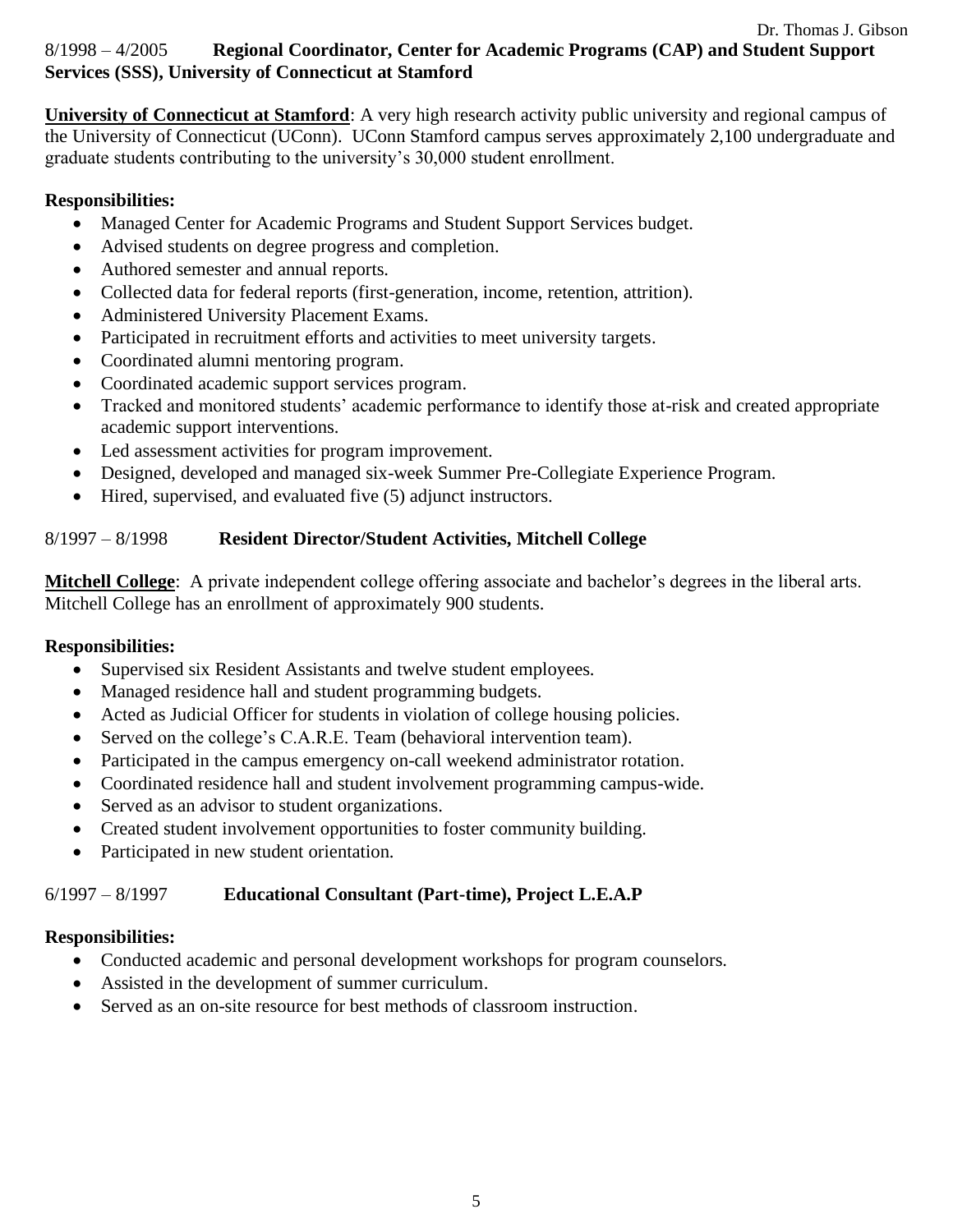8/1998 – 4/2005 **Regional Coordinator, Center for Academic Programs (CAP) and Student Support Services (SSS), University of Connecticut at Stamford**

**University of Connecticut at Stamford**: A very high research activity public university and regional campus of the University of Connecticut (UConn). UConn Stamford campus serves approximately 2,100 undergraduate and graduate students contributing to the university's 30,000 student enrollment.

**Responsibilities:**

- Managed Center for Academic Programs and Student Support Services budget.
- Advised students on degree progress and completion.
- Authored semester and annual reports.
- Collected data for federal reports (first-generation, income, retention, attrition).
- Administered University Placement Exams.
- Participated in recruitment efforts and activities to meet university targets.
- Coordinated alumni mentoring program.
- Coordinated academic support services program.
- Tracked and monitored students' academic performance to identify those at-risk and created appropriate academic support interventions.
- Led assessment activities for program improvement.
- Designed, developed and managed six-week Summer Pre-Collegiate Experience Program.
- Hired, supervised, and evaluated five (5) adjunct instructors.

8/1997 – 8/1998 **Resident Director/Student Activities, Mitchell College**

**Mitchell College**: A private independent college offering associate and bachelor's degrees in the liberal arts. Mitchell College has an enrollment of approximately 900 students.

**Responsibilities:**

- Supervised six Resident Assistants and twelve student employees.
- Managed residence hall and student programming budgets.
- Acted as Judicial Officer for students in violation of college housing policies.
- Served on the college's C.A.R.E. Team (behavioral intervention team).
- Participated in the campus emergency on-call weekend administrator rotation.
- Coordinated residence hall and student involvement programming campus-wide.
- Served as an advisor to student organizations.
- Created student involvement opportunities to foster community building.
- Participated in new student orientation.

6/1997 – 8/1997 **Educational Consultant (Part-time), Project L.E.A.P**

**Responsibilities:**

- Conducted academic and personal development workshops for program counselors.
- Assisted in the development of summer curriculum.
- Served as an on-site resource for best methods of classroom instruction.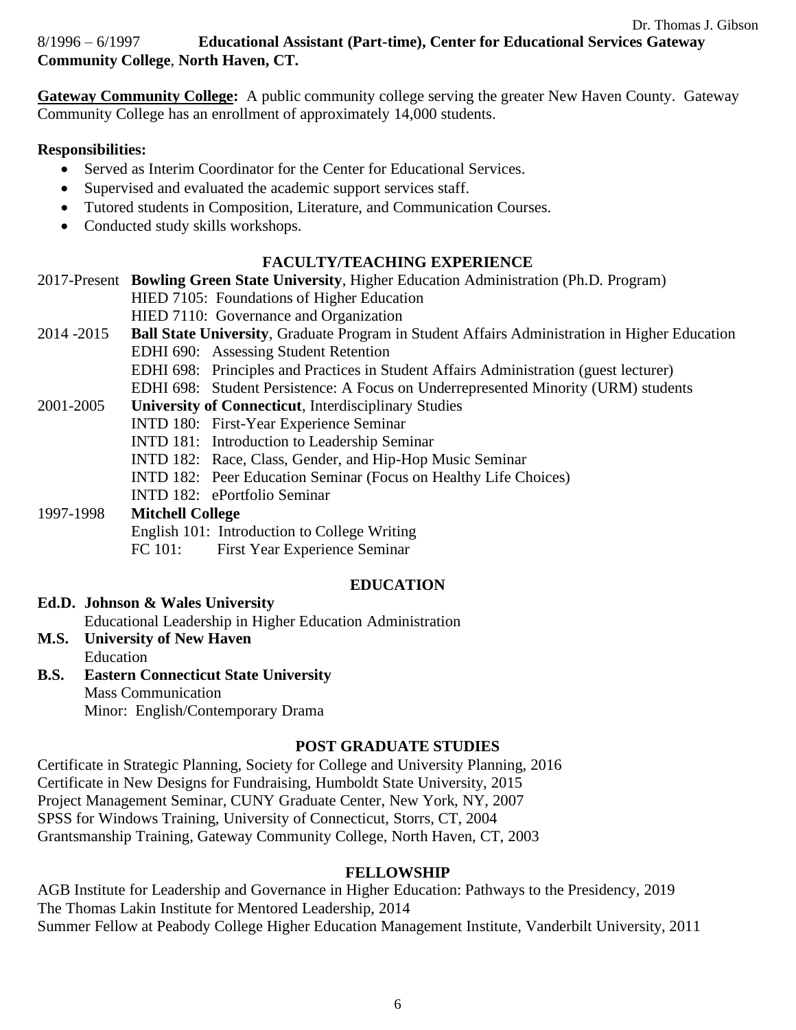8/1996 – 6/1997 **Educational Assistant (Part-time), Center for Educational Services Gateway Community College**, **North Haven, CT.**

**Gateway Community College:** A public community college serving the greater New Haven County. Gateway Community College has an enrollment of approximately 14,000 students.

**Responsibilities:**

- Served as Interim Coordinator for the Center for Educational Services.
- Supervised and evaluated the academic support services staff.
- Tutored students in Composition, Literature, and Communication Courses.
- Conducted study skills workshops.

## FACULTY/TEACHING EXPERIENCE

2017-Present **Bowling Green State University**, Higher Education Administration (Ph.D. Program)
HIED 7105: Foundations of Higher Education
HIED 7110: Governance and Organization

2014 -2015 **Ball State University**, Graduate Program in Student Affairs Administration in Higher Education
EDHI 690: Assessing Student Retention
EDHI 698: Principles and Practices in Student Affairs Administration (guest lecturer)
EDHI 698: Student Persistence: A Focus on Underrepresented Minority (URM) students

2001-2005 **University of Connecticut**, Interdisciplinary Studies
INTD 180: First-Year Experience Seminar
INTD 181: Introduction to Leadership Seminar
INTD 182: Race, Class, Gender, and Hip-Hop Music Seminar
INTD 182: Peer Education Seminar (Focus on Healthy Life Choices)
INTD 182: ePortfolio Seminar

1997-1998 **Mitchell College**
English 101: Introduction to College Writing
FC 101: First Year Experience Seminar

## EDUCATION

**Ed.D. Johnson & Wales University**
Educational Leadership in Higher Education Administration

**M.S. University of New Haven**
Education

**B.S. Eastern Connecticut State University**
Mass Communication
Minor: English/Contemporary Drama

## POST GRADUATE STUDIES

Certificate in Strategic Planning, Society for College and University Planning, 2016
Certificate in New Designs for Fundraising, Humboldt State University, 2015
Project Management Seminar, CUNY Graduate Center, New York, NY, 2007
SPSS for Windows Training, University of Connecticut, Storrs, CT, 2004
Grantsmanship Training, Gateway Community College, North Haven, CT, 2003

## FELLOWSHIP

AGB Institute for Leadership and Governance in Higher Education: Pathways to the Presidency, 2019
The Thomas Lakin Institute for Mentored Leadership, 2014
Summer Fellow at Peabody College Higher Education Management Institute, Vanderbilt University, 2011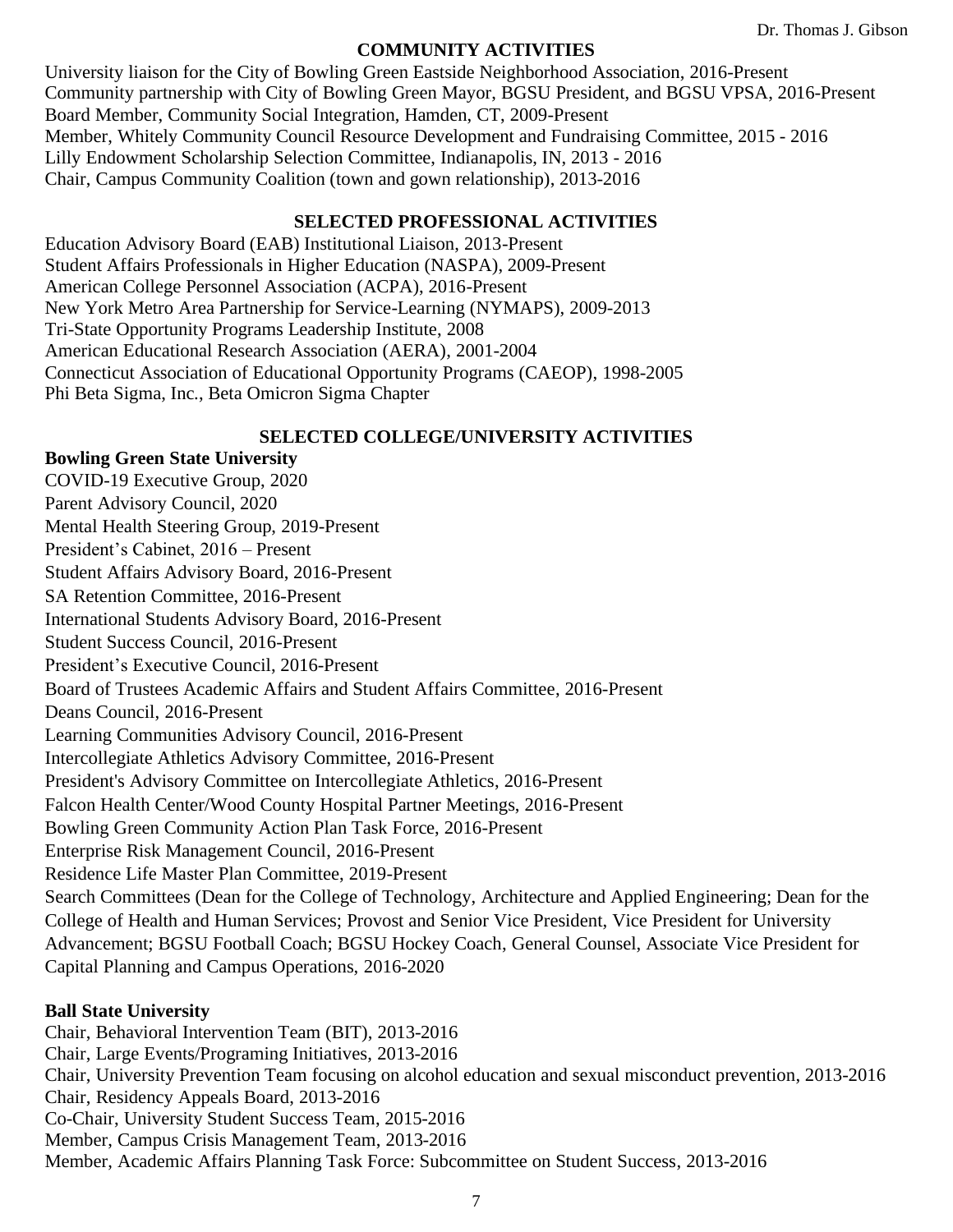## COMMUNITY ACTIVITIES

University liaison for the City of Bowling Green Eastside Neighborhood Association, 2016-Present
Community partnership with City of Bowling Green Mayor, BGSU President, and BGSU VPSA, 2016-Present
Board Member, Community Social Integration, Hamden, CT, 2009-Present
Member, Whitely Community Council Resource Development and Fundraising Committee, 2015 - 2016
Lilly Endowment Scholarship Selection Committee, Indianapolis, IN, 2013 - 2016
Chair, Campus Community Coalition (town and gown relationship), 2013-2016

## SELECTED PROFESSIONAL ACTIVITIES

Education Advisory Board (EAB) Institutional Liaison, 2013-Present
Student Affairs Professionals in Higher Education (NASPA), 2009-Present
American College Personnel Association (ACPA), 2016-Present
New York Metro Area Partnership for Service-Learning (NYMAPS), 2009-2013
Tri-State Opportunity Programs Leadership Institute, 2008
American Educational Research Association (AERA), 2001-2004
Connecticut Association of Educational Opportunity Programs (CAEOP), 1998-2005
Phi Beta Sigma, Inc., Beta Omicron Sigma Chapter

## SELECTED COLLEGE/UNIVERSITY ACTIVITIES

**Bowling Green State University**

COVID-19 Executive Group, 2020
Parent Advisory Council, 2020
Mental Health Steering Group, 2019-Present
President's Cabinet, 2016 – Present
Student Affairs Advisory Board, 2016-Present
SA Retention Committee, 2016-Present
International Students Advisory Board, 2016-Present
Student Success Council, 2016-Present
President's Executive Council, 2016-Present
Board of Trustees Academic Affairs and Student Affairs Committee, 2016-Present
Deans Council, 2016-Present
Learning Communities Advisory Council, 2016-Present
Intercollegiate Athletics Advisory Committee, 2016-Present
President's Advisory Committee on Intercollegiate Athletics, 2016-Present
Falcon Health Center/Wood County Hospital Partner Meetings, 2016-Present
Bowling Green Community Action Plan Task Force, 2016-Present
Enterprise Risk Management Council, 2016-Present
Residence Life Master Plan Committee, 2019-Present
Search Committees (Dean for the College of Technology, Architecture and Applied Engineering; Dean for the College of Health and Human Services; Provost and Senior Vice President, Vice President for University Advancement; BGSU Football Coach; BGSU Hockey Coach, General Counsel, Associate Vice President for Capital Planning and Campus Operations, 2016-2020

**Ball State University**

Chair, Behavioral Intervention Team (BIT), 2013-2016
Chair, Large Events/Programing Initiatives, 2013-2016
Chair, University Prevention Team focusing on alcohol education and sexual misconduct prevention, 2013-2016
Chair, Residency Appeals Board, 2013-2016
Co-Chair, University Student Success Team, 2015-2016
Member, Campus Crisis Management Team, 2013-2016
Member, Academic Affairs Planning Task Force: Subcommittee on Student Success, 2013-2016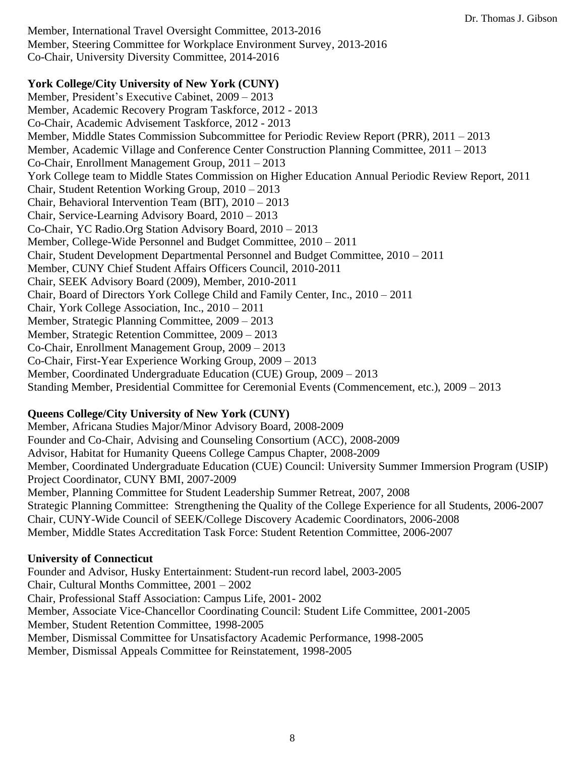Member, International Travel Oversight Committee, 2013-2016
Member, Steering Committee for Workplace Environment Survey, 2013-2016
Co-Chair, University Diversity Committee, 2014-2016

**York College/City University of New York (CUNY)**

Member, President's Executive Cabinet, 2009 – 2013
Member, Academic Recovery Program Taskforce, 2012 - 2013
Co-Chair, Academic Advisement Taskforce, 2012 - 2013
Member, Middle States Commission Subcommittee for Periodic Review Report (PRR), 2011 – 2013
Member, Academic Village and Conference Center Construction Planning Committee, 2011 – 2013
Co-Chair, Enrollment Management Group, 2011 – 2013
York College team to Middle States Commission on Higher Education Annual Periodic Review Report, 2011
Chair, Student Retention Working Group, 2010 – 2013
Chair, Behavioral Intervention Team (BIT), 2010 – 2013
Chair, Service-Learning Advisory Board, 2010 – 2013
Co-Chair, YC Radio.Org Station Advisory Board, 2010 – 2013
Member, College-Wide Personnel and Budget Committee, 2010 – 2011
Chair, Student Development Departmental Personnel and Budget Committee, 2010 – 2011
Member, CUNY Chief Student Affairs Officers Council, 2010-2011
Chair, SEEK Advisory Board (2009), Member, 2010-2011
Chair, Board of Directors York College Child and Family Center, Inc., 2010 – 2011
Chair, York College Association, Inc., 2010 – 2011
Member, Strategic Planning Committee, 2009 – 2013
Member, Strategic Retention Committee, 2009 – 2013
Co-Chair, Enrollment Management Group, 2009 – 2013
Co-Chair, First-Year Experience Working Group, 2009 – 2013
Member, Coordinated Undergraduate Education (CUE) Group, 2009 – 2013
Standing Member, Presidential Committee for Ceremonial Events (Commencement, etc.), 2009 – 2013

**Queens College/City University of New York (CUNY)**

Member, Africana Studies Major/Minor Advisory Board, 2008-2009
Founder and Co-Chair, Advising and Counseling Consortium (ACC), 2008-2009
Advisor, Habitat for Humanity Queens College Campus Chapter, 2008-2009
Member, Coordinated Undergraduate Education (CUE) Council: University Summer Immersion Program (USIP)
Project Coordinator, CUNY BMI, 2007-2009
Member, Planning Committee for Student Leadership Summer Retreat, 2007, 2008
Strategic Planning Committee: Strengthening the Quality of the College Experience for all Students, 2006-2007
Chair, CUNY-Wide Council of SEEK/College Discovery Academic Coordinators, 2006-2008
Member, Middle States Accreditation Task Force: Student Retention Committee, 2006-2007

**University of Connecticut**

Founder and Advisor, Husky Entertainment: Student-run record label, 2003-2005
Chair, Cultural Months Committee, 2001 – 2002
Chair, Professional Staff Association: Campus Life, 2001- 2002
Member, Associate Vice-Chancellor Coordinating Council: Student Life Committee, 2001-2005
Member, Student Retention Committee, 1998-2005
Member, Dismissal Committee for Unsatisfactory Academic Performance, 1998-2005
Member, Dismissal Appeals Committee for Reinstatement, 1998-2005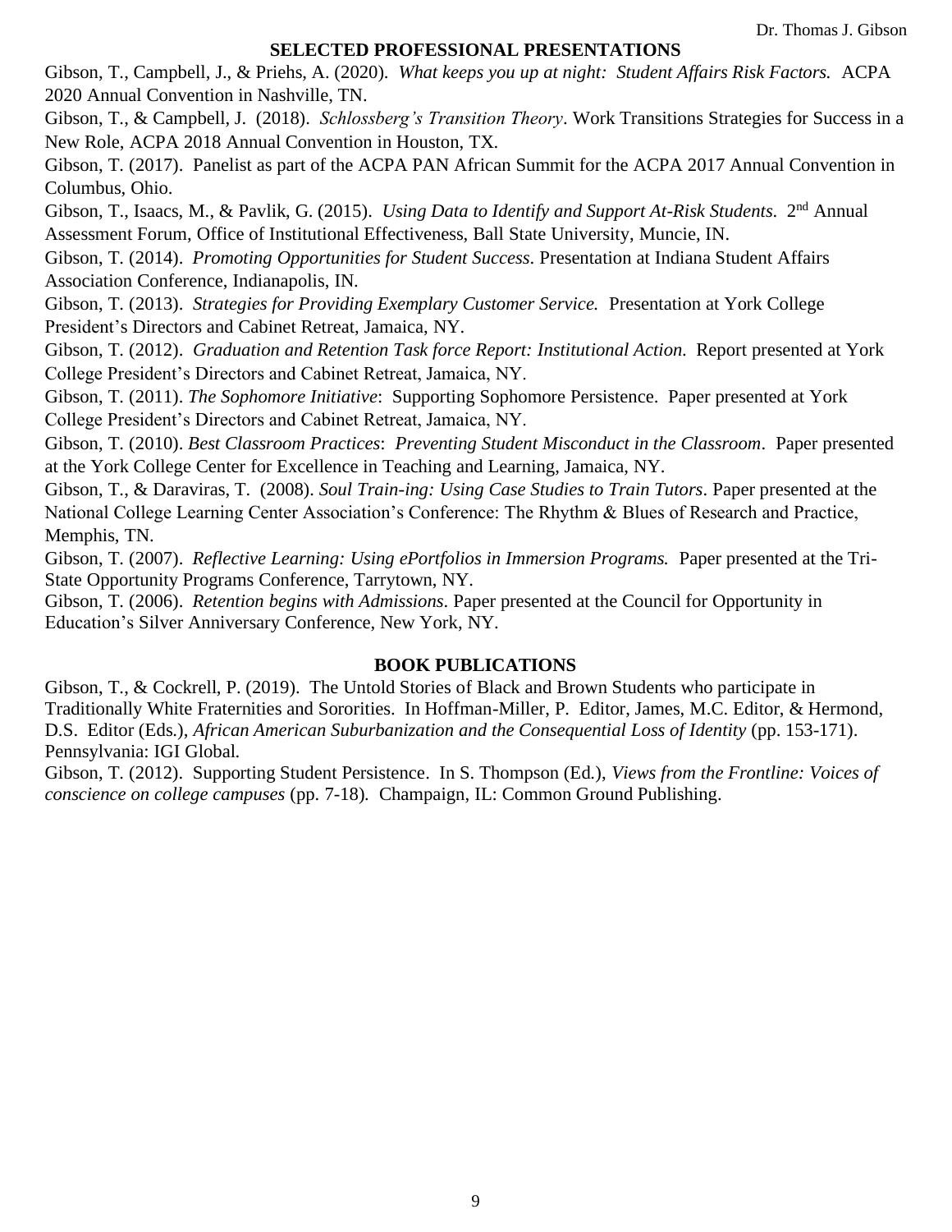## SELECTED PROFESSIONAL PRESENTATIONS

Gibson, T., Campbell, J., & Priehs, A. (2020). *What keeps you up at night: Student Affairs Risk Factors.* ACPA 2020 Annual Convention in Nashville, TN.

Gibson, T., & Campbell, J. (2018). *Schlossberg's Transition Theory*. Work Transitions Strategies for Success in a New Role, ACPA 2018 Annual Convention in Houston, TX.

Gibson, T. (2017). Panelist as part of the ACPA PAN African Summit for the ACPA 2017 Annual Convention in Columbus, Ohio.

Gibson, T., Isaacs, M., & Pavlik, G. (2015). *Using Data to Identify and Support At-Risk Students.* 2nd Annual Assessment Forum, Office of Institutional Effectiveness, Ball State University, Muncie, IN.

Gibson, T. (2014). *Promoting Opportunities for Student Success*. Presentation at Indiana Student Affairs Association Conference, Indianapolis, IN.

Gibson, T. (2013). *Strategies for Providing Exemplary Customer Service.* Presentation at York College President's Directors and Cabinet Retreat, Jamaica, NY.

Gibson, T. (2012). *Graduation and Retention Task force Report: Institutional Action.* Report presented at York College President's Directors and Cabinet Retreat, Jamaica, NY.

Gibson, T. (2011). *The Sophomore Initiative*: Supporting Sophomore Persistence. Paper presented at York College President's Directors and Cabinet Retreat, Jamaica, NY.

Gibson, T. (2010). *Best Classroom Practices*: *Preventing Student Misconduct in the Classroom*. Paper presented at the York College Center for Excellence in Teaching and Learning, Jamaica, NY.

Gibson, T., & Daraviras, T. (2008). *Soul Train-ing: Using Case Studies to Train Tutors*. Paper presented at the National College Learning Center Association's Conference: The Rhythm & Blues of Research and Practice, Memphis, TN.

Gibson, T. (2007). *Reflective Learning: Using ePortfolios in Immersion Programs.* Paper presented at the Tri-State Opportunity Programs Conference, Tarrytown, NY.

Gibson, T. (2006). *Retention begins with Admissions*. Paper presented at the Council for Opportunity in Education's Silver Anniversary Conference, New York, NY.

## BOOK PUBLICATIONS

Gibson, T., & Cockrell, P. (2019). The Untold Stories of Black and Brown Students who participate in Traditionally White Fraternities and Sororities. In Hoffman-Miller, P. Editor, James, M.C. Editor, & Hermond, D.S. Editor (Eds.), *African American Suburbanization and the Consequential Loss of Identity* (pp. 153-171). Pennsylvania: IGI Global.

Gibson, T. (2012). Supporting Student Persistence. In S. Thompson (Ed.), *Views from the Frontline: Voices of conscience on college campuses* (pp. 7-18). Champaign, IL: Common Ground Publishing.